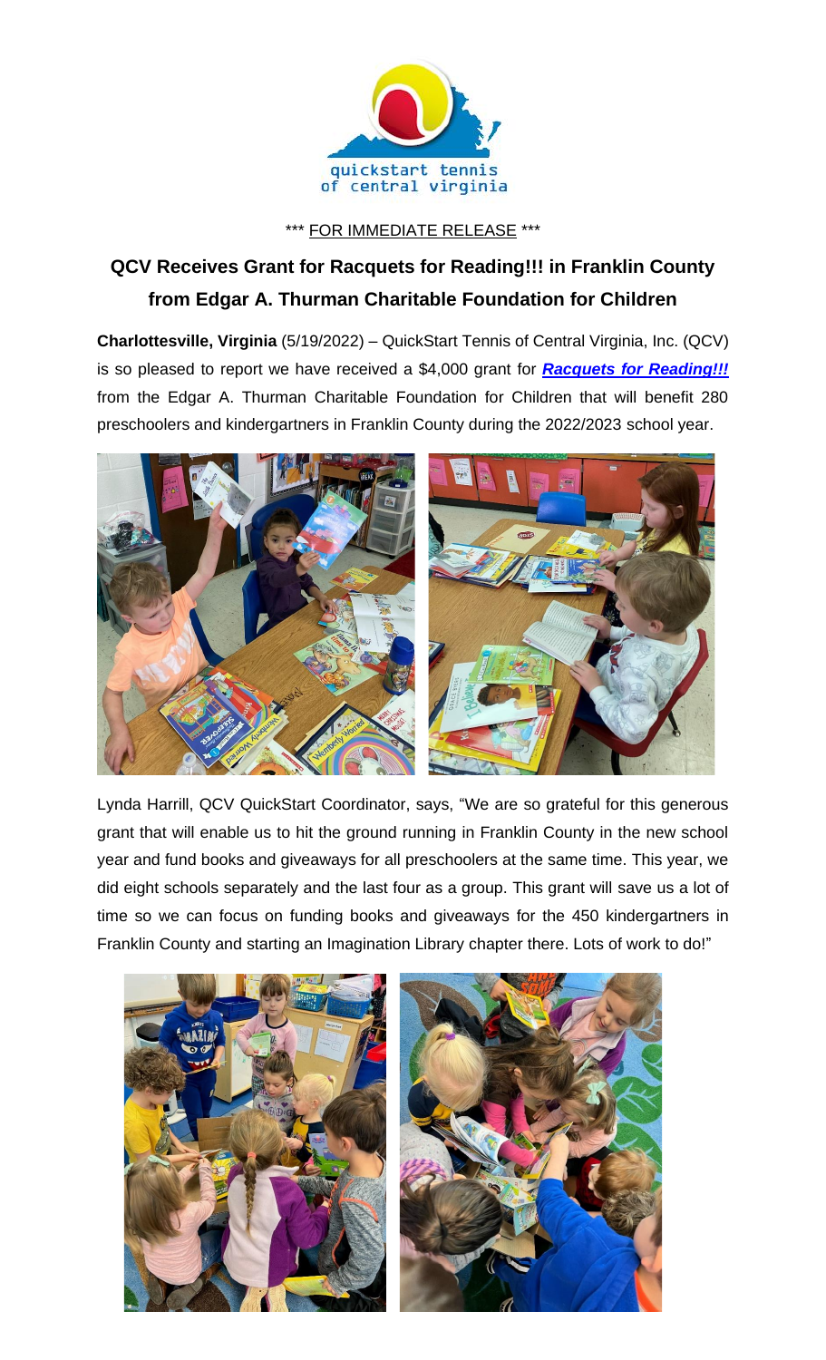quickstart tennis
of central virginia

\*\*\* FOR IMMEDIATE RELEASE \*\*\*

## QCV Receives Grant for Racquets for Reading!!! in Franklin County from Edgar A. Thurman Charitable Foundation for Children

**Charlottesville, Virginia** (5/19/2022) – QuickStart Tennis of Central Virginia, Inc. (QCV) is so pleased to report we have received a $4,000 grant for ***Racquets for Reading!!!*** from the Edgar A. Thurman Charitable Foundation for Children that will benefit 280 preschoolers and kindergartners in Franklin County during the 2022/2023 school year.

Lynda Harrill, QCV QuickStart Coordinator, says, "We are so grateful for this generous grant that will enable us to hit the ground running in Franklin County in the new school year and fund books and giveaways for all preschoolers at the same time. This year, we did eight schools separately and the last four as a group. This grant will save us a lot of time so we can focus on funding books and giveaways for the 450 kindergartners in Franklin County and starting an Imagination Library chapter there. Lots of work to do!"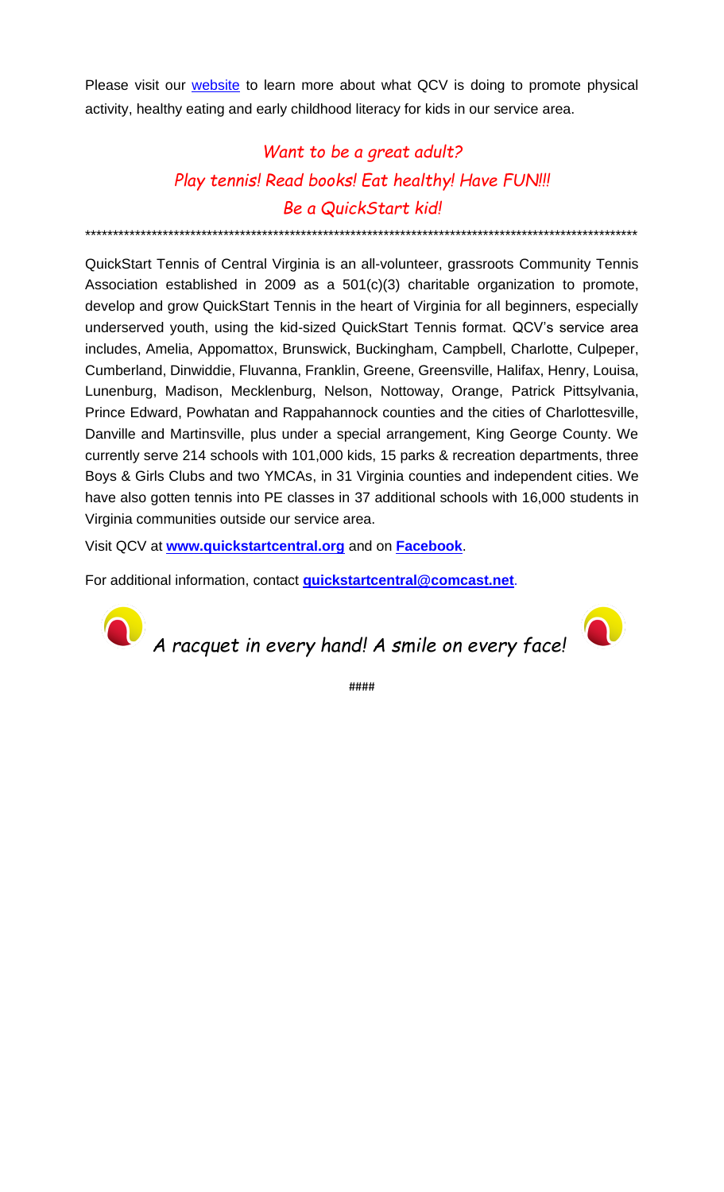Please visit our [website](website) to learn more about what QCV is doing to promote physical activity, healthy eating and early childhood literacy for kids in our service area.

*Want to be a great adult?*
*Play tennis! Read books! Eat healthy! Have FUN!!!*
*Be a QuickStart kid!*

*****************************************************************************************************

QuickStart Tennis of Central Virginia is an all-volunteer, grassroots Community Tennis Association established in 2009 as a 501(c)(3) charitable organization to promote, develop and grow QuickStart Tennis in the heart of Virginia for all beginners, especially underserved youth, using the kid-sized QuickStart Tennis format. QCV's service area includes, Amelia, Appomattox, Brunswick, Buckingham, Campbell, Charlotte, Culpeper, Cumberland, Dinwiddie, Fluvanna, Franklin, Greene, Greensville, Halifax, Henry, Louisa, Lunenburg, Madison, Mecklenburg, Nelson, Nottoway, Orange, Patrick Pittsylvania, Prince Edward, Powhatan and Rappahannock counties and the cities of Charlottesville, Danville and Martinsville, plus under a special arrangement, King George County. We currently serve 214 schools with 101,000 kids, 15 parks & recreation departments, three Boys & Girls Clubs and two YMCAs, in 31 Virginia counties and independent cities. We have also gotten tennis into PE classes in 37 additional schools with 16,000 students in Virginia communities outside our service area.

Visit QCV at **www.quickstartcentral.org** and on **Facebook**.

For additional information, contact **quickstartcentral@comcast.net**.

*A racquet in every hand! A smile on every face!*

####